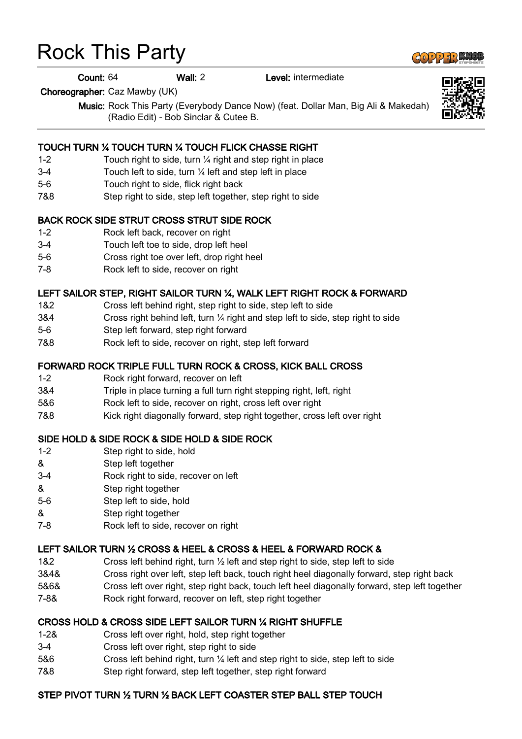# Rock This Party

**Count:** 64 **Wall:** 2 **Level:** intermediate

**Choreographer:** Caz Mawby (UK)

**Music:** Rock This Party (Everybody Dance Now) (feat. Dollar Man, Big Ali & Makedah) (Radio Edit) - Bob Sinclar & Cutee B.

---

### TOUCH TURN ¼ TOUCH TURN ¼ TOUCH FLICK CHASSE RIGHT

| | |
|---|---|
| 1-2 | Touch right to side, turn ¼ right and step right in place |
| 3-4 | Touch left to side, turn ¼ left and step left in place |
| 5-6 | Touch right to side, flick right back |
| 7&8 | Step right to side, step left together, step right to side |

### BACK ROCK SIDE STRUT CROSS STRUT SIDE ROCK

| | |
|---|---|
| 1-2 | Rock left back, recover on right |
| 3-4 | Touch left toe to side, drop left heel |
| 5-6 | Cross right toe over left, drop right heel |
| 7-8 | Rock left to side, recover on right |

### LEFT SAILOR STEP, RIGHT SAILOR TURN ¼, WALK LEFT RIGHT ROCK & FORWARD

| | |
|---|---|
| 1&2 | Cross left behind right, step right to side, step left to side |
| 3&4 | Cross right behind left, turn ¼ right and step left to side, step right to side |
| 5-6 | Step left forward, step right forward |
| 7&8 | Rock left to side, recover on right, step left forward |

### FORWARD ROCK TRIPLE FULL TURN ROCK & CROSS, KICK BALL CROSS

| | |
|---|---|
| 1-2 | Rock right forward, recover on left |
| 3&4 | Triple in place turning a full turn right stepping right, left, right |
| 5&6 | Rock left to side, recover on right, cross left over right |
| 7&8 | Kick right diagonally forward, step right together, cross left over right |

### SIDE HOLD & SIDE ROCK & SIDE HOLD & SIDE ROCK

| | |
|---|---|
| 1-2 | Step right to side, hold |
| & | Step left together |
| 3-4 | Rock right to side, recover on left |
| & | Step right together |
| 5-6 | Step left to side, hold |
| & | Step right together |
| 7-8 | Rock left to side, recover on right |

### LEFT SAILOR TURN ½ CROSS & HEEL & CROSS & HEEL & FORWARD ROCK &

| | |
|---|---|
| 1&2 | Cross left behind right, turn ½ left and step right to side, step left to side |
| 3&4& | Cross right over left, step left back, touch right heel diagonally forward, step right back |
| 5&6& | Cross left over right, step right back, touch left heel diagonally forward, step left together |
| 7-8& | Rock right forward, recover on left, step right together |

### CROSS HOLD & CROSS SIDE LEFT SAILOR TURN ¼ RIGHT SHUFFLE

| | |
|---|---|
| 1-2& | Cross left over right, hold, step right together |
| 3-4 | Cross left over right, step right to side |
| 5&6 | Cross left behind right, turn ¼ left and step right to side, step left to side |
| 7&8 | Step right forward, step left together, step right forward |

### STEP PIVOT TURN ½ TURN ½ BACK LEFT COASTER STEP BALL STEP TOUCH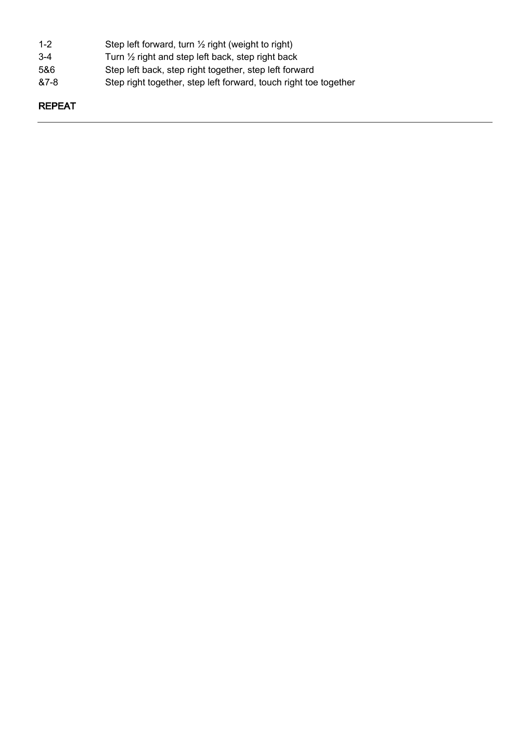| | |
|---|---|
| 1-2 | Step left forward, turn ½ right (weight to right) |
| 3-4 | Turn ½ right and step left back, step right back |
| 5&6 | Step left back, step right together, step left forward |
| &7-8 | Step right together, step left forward, touch right toe together |

**REPEAT**

---